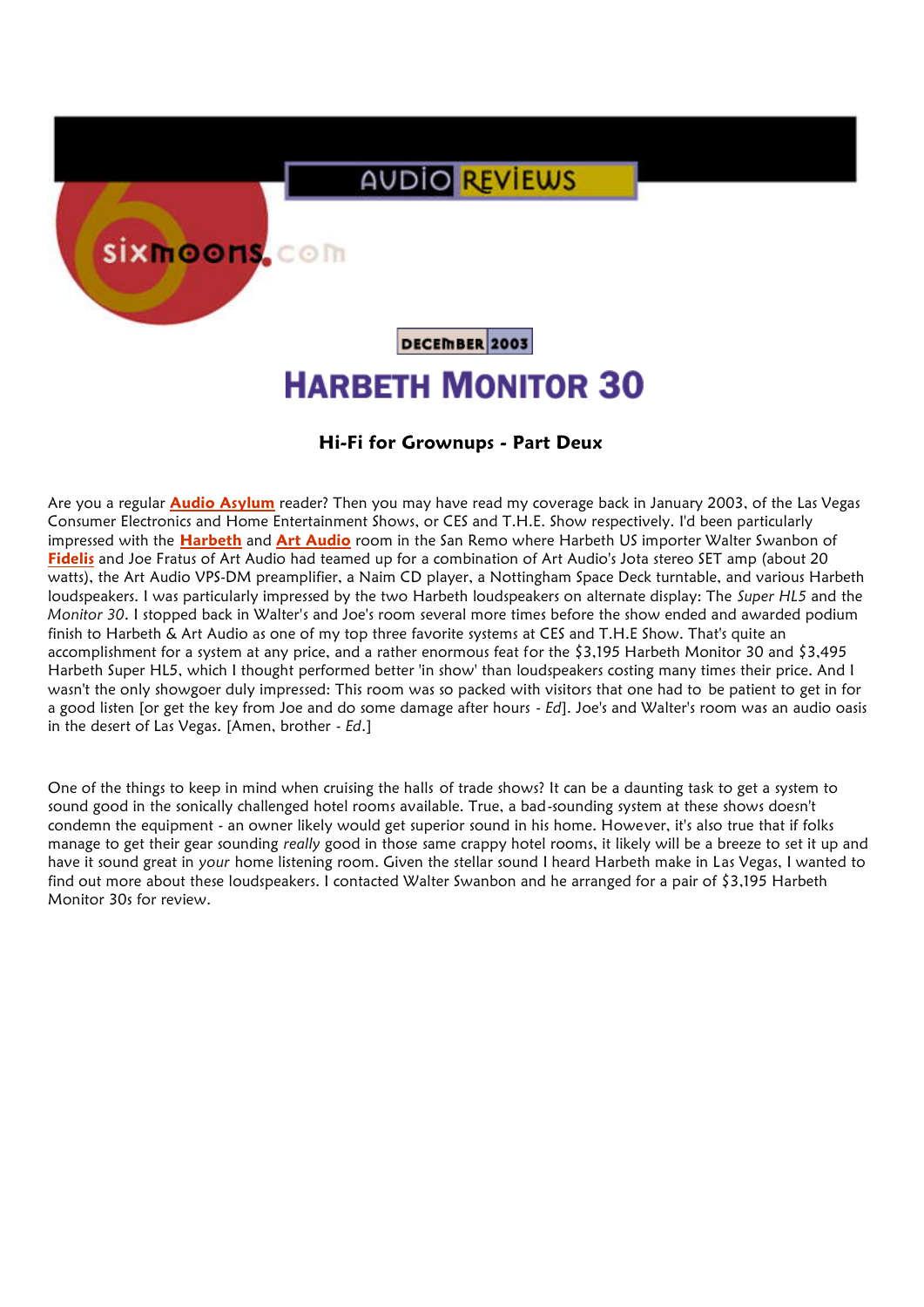AUDIO REVIEWS

sixmoons.com

DECEMBER 2003

# HARBETH MONITOR 30

### Hi-Fi for Grownups - Part Deux

Are you a regular **Audio Asylum** reader? Then you may have read my coverage back in January 2003, of the Las Vegas Consumer Electronics and Home Entertainment Shows, or CES and T.H.E. Show respectively. I'd been particularly impressed with the **Harbeth** and **Art Audio** room in the San Remo where Harbeth US importer Walter Swanbon of **Fidelis** and Joe Fratus of Art Audio had teamed up for a combination of Art Audio's Jota stereo SET amp (about 20 watts), the Art Audio VPS-DM preamplifier, a Naim CD player, a Nottingham Space Deck turntable, and various Harbeth loudspeakers. I was particularly impressed by the two Harbeth loudspeakers on alternate display: The *Super HL5* and the *Monitor 30*. I stopped back in Walter's and Joe's room several more times before the show ended and awarded podium finish to Harbeth & Art Audio as one of my top three favorite systems at CES and T.H.E Show. That's quite an accomplishment for a system at any price, and a rather enormous feat for the $3,195 Harbeth Monitor 30 and $3,495 Harbeth Super HL5, which I thought performed better 'in show' than loudspeakers costing many times their price. And I wasn't the only showgoer duly impressed: This room was so packed with visitors that one had to be patient to get in for a good listen [or get the key from Joe and do some damage after hours - *Ed*]. Joe's and Walter's room was an audio oasis in the desert of Las Vegas. [Amen, brother - *Ed*.]

One of the things to keep in mind when cruising the halls of trade shows? It can be a daunting task to get a system to sound good in the sonically challenged hotel rooms available. True, a bad-sounding system at these shows doesn't condemn the equipment - an owner likely would get superior sound in his home. However, it's also true that if folks manage to get their gear sounding *really* good in those same crappy hotel rooms, it likely will be a breeze to set it up and have it sound great in *your* home listening room. Given the stellar sound I heard Harbeth make in Las Vegas, I wanted to find out more about these loudspeakers. I contacted Walter Swanbon and he arranged for a pair of $3,195 Harbeth Monitor 30s for review.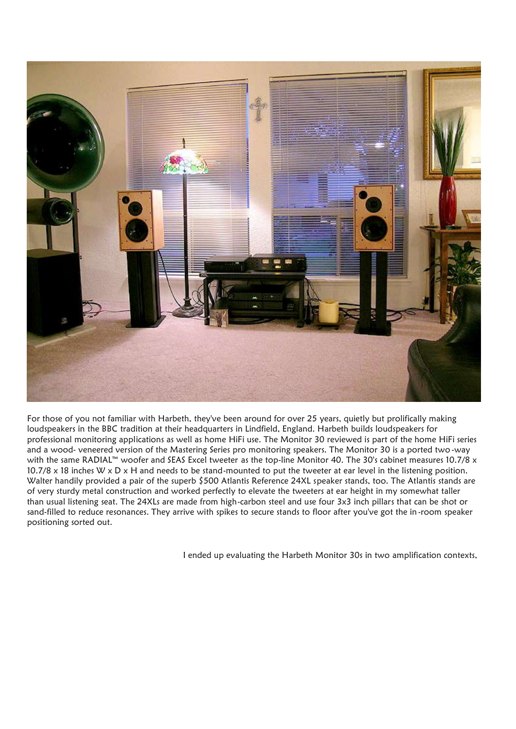For those of you not familiar with Harbeth, they've been around for over 25 years, quietly but prolifically making loudspeakers in the BBC tradition at their headquarters in Lindfield, England. Harbeth builds loudspeakers for professional monitoring applications as well as home HiFi use. The Monitor 30 reviewed is part of the home HiFi series and a wood- veneered version of the Mastering Series pro monitoring speakers. The Monitor 30 is a ported two-way with the same RADIAL™ woofer and SEAS Excel tweeter as the top-line Monitor 40. The 30's cabinet measures 10.7/8 x 10.7/8 x 18 inches W x D x H and needs to be stand-mounted to put the tweeter at ear level in the listening position. Walter handily provided a pair of the superb $500 Atlantis Reference 24XL speaker stands, too. The Atlantis stands are of very sturdy metal construction and worked perfectly to elevate the tweeters at ear height in my somewhat taller than usual listening seat. The 24XLs are made from high-carbon steel and use four 3x3 inch pillars that can be shot or sand-filled to reduce resonances. They arrive with spikes to secure stands to floor after you've got the in-room speaker positioning sorted out.

I ended up evaluating the Harbeth Monitor 30s in two amplification contexts,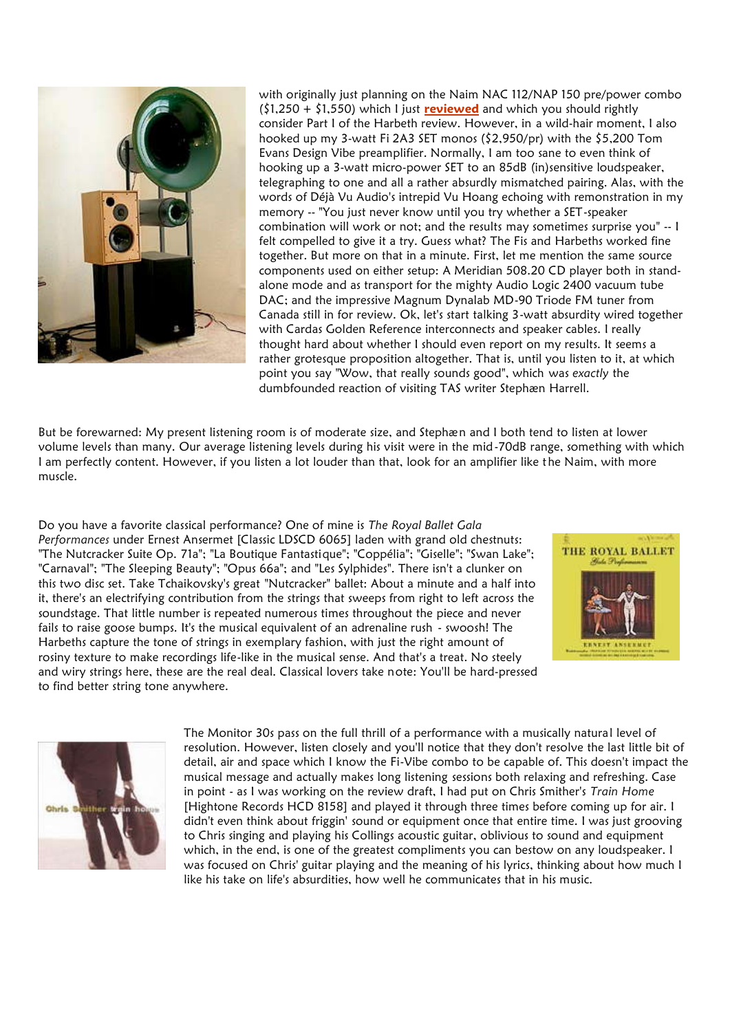with originally just planning on the Naim NAC 112/NAP 150 pre/power combo ($1,250 + $1,550) which I just **reviewed** and which you should rightly consider Part I of the Harbeth review. However, in a wild-hair moment, I also hooked up my 3-watt Fi 2A3 SET monos ($2,950/pr) with the $5,200 Tom Evans Design Vibe preamplifier. Normally, I am too sane to even think of hooking up a 3-watt micro-power SET to an 85dB (in)sensitive loudspeaker, telegraphing to one and all a rather absurdly mismatched pairing. Alas, with the words of Déjà Vu Audio's intrepid Vu Hoang echoing with remonstration in my memory -- "You just never know until you try whether a SET-speaker combination will work or not; and the results may sometimes surprise you" -- I felt compelled to give it a try. Guess what? The Fis and Harbeths worked fine together. But more on that in a minute. First, let me mention the same source components used on either setup: A Meridian 508.20 CD player both in stand-alone mode and as transport for the mighty Audio Logic 2400 vacuum tube DAC; and the impressive Magnum Dynalab MD-90 Triode FM tuner from Canada still in for review. Ok, let's start talking 3-watt absurdity wired together with Cardas Golden Reference interconnects and speaker cables. I really thought hard about whether I should even report on my results. It seems a rather grotesque proposition altogether. That is, until you listen to it, at which point you say "Wow, that really sounds good", which was *exactly* the dumbfounded reaction of visiting TAS writer Stephæn Harrell.

But be forewarned: My present listening room is of moderate size, and Stephæn and I both tend to listen at lower volume levels than many. Our average listening levels during his visit were in the mid-70dB range, something with which I am perfectly content. However, if you listen a lot louder than that, look for an amplifier like the Naim, with more muscle.

Do you have a favorite classical performance? One of mine is *The Royal Ballet Gala Performances* under Ernest Ansermet [Classic LDSCD 6065] laden with grand old chestnuts: "The Nutcracker Suite Op. 71a"; "La Boutique Fantastique"; "Coppélia"; "Giselle"; "Swan Lake"; "Carnaval"; "The Sleeping Beauty"; "Opus 66a"; and "Les Sylphides". There isn't a clunker on this two disc set. Take Tchaikovsky's great "Nutcracker" ballet: About a minute and a half into it, there's an electrifying contribution from the strings that sweeps from right to left across the soundstage. That little number is repeated numerous times throughout the piece and never fails to raise goose bumps. It's the musical equivalent of an adrenaline rush - swoosh! The Harbeths capture the tone of strings in exemplary fashion, with just the right amount of rosiny texture to make recordings life-like in the musical sense. And that's a treat. No steely and wiry strings here, these are the real deal. Classical lovers take note: You'll be hard-pressed to find better string tone anywhere.

The Monitor 30s pass on the full thrill of a performance with a musically natural level of resolution. However, listen closely and you'll notice that they don't resolve the last little bit of detail, air and space which I know the Fi-Vibe combo to be capable of. This doesn't impact the musical message and actually makes long listening sessions both relaxing and refreshing. Case in point - as I was working on the review draft, I had put on Chris Smither's *Train Home* [Hightone Records HCD 8158] and played it through three times before coming up for air. I didn't even think about friggin' sound or equipment once that entire time. I was just grooving to Chris singing and playing his Collings acoustic guitar, oblivious to sound and equipment which, in the end, is one of the greatest compliments you can bestow on any loudspeaker. I was focused on Chris' guitar playing and the meaning of his lyrics, thinking about how much I like his take on life's absurdities, how well he communicates that in his music.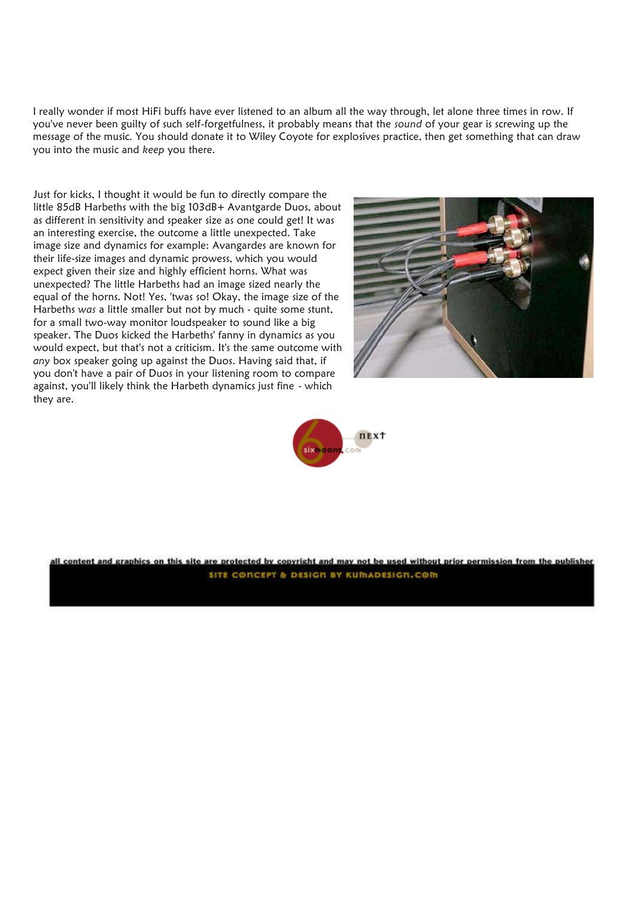I really wonder if most HiFi buffs have ever listened to an album all the way through, let alone three times in row. If you've never been guilty of such self-forgetfulness, it probably means that the *sound* of your gear is screwing up the message of the music. You should donate it to Wiley Coyote for explosives practice, then get something that can draw you into the music and *keep* you there.

Just for kicks, I thought it would be fun to directly compare the little 85dB Harbeths with the big 103dB+ Avantgarde Duos, about as different in sensitivity and speaker size as one could get! It was an interesting exercise, the outcome a little unexpected. Take image size and dynamics for example: Avangardes are known for their life-size images and dynamic prowess, which you would expect given their size and highly efficient horns. What was unexpected? The little Harbeths had an image sized nearly the equal of the horns. Not! Yes, 'twas so! Okay, the image size of the Harbeths *was* a little smaller but not by much - quite some stunt, for a small two-way monitor loudspeaker to sound like a big speaker. The Duos kicked the Harbeths' fanny in dynamics as you would expect, but that's not a criticism. It's the same outcome with *any* box speaker going up against the Duos. Having said that, if you don't have a pair of Duos in your listening room to compare against, you'll likely think the Harbeth dynamics just fine - which they are.